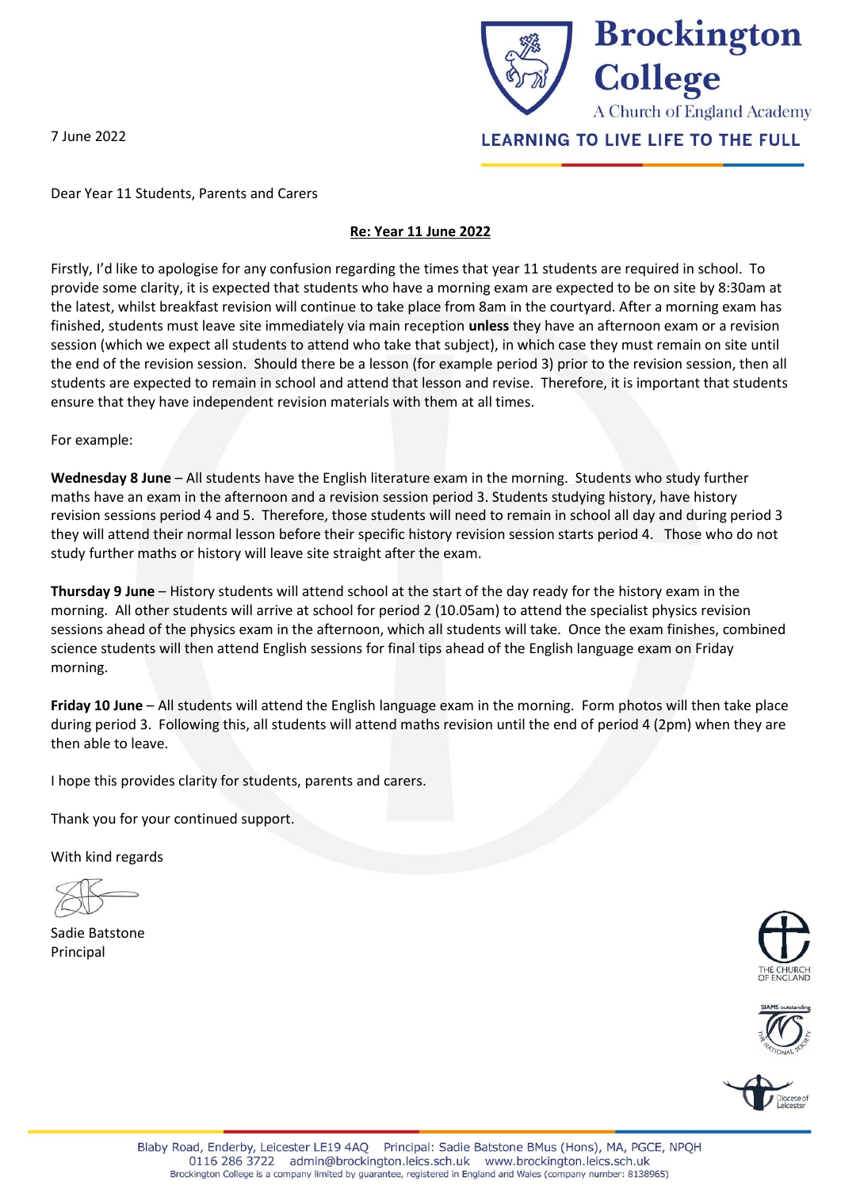Brockington College

A Church of England Academy

LEARNING TO LIVE LIFE TO THE FULL

7 June 2022

Dear Year 11 Students, Parents and Carers

**Re: Year 11 June 2022**

Firstly, I'd like to apologise for any confusion regarding the times that year 11 students are required in school. To provide some clarity, it is expected that students who have a morning exam are expected to be on site by 8:30am at the latest, whilst breakfast revision will continue to take place from 8am in the courtyard. After a morning exam has finished, students must leave site immediately via main reception **unless** they have an afternoon exam or a revision session (which we expect all students to attend who take that subject), in which case they must remain on site until the end of the revision session. Should there be a lesson (for example period 3) prior to the revision session, then all students are expected to remain in school and attend that lesson and revise. Therefore, it is important that students ensure that they have independent revision materials with them at all times.

For example:

**Wednesday 8 June** – All students have the English literature exam in the morning. Students who study further maths have an exam in the afternoon and a revision session period 3. Students studying history, have history revision sessions period 4 and 5. Therefore, those students will need to remain in school all day and during period 3 they will attend their normal lesson before their specific history revision session starts period 4. Those who do not study further maths or history will leave site straight after the exam.

**Thursday 9 June** – History students will attend school at the start of the day ready for the history exam in the morning. All other students will arrive at school for period 2 (10.05am) to attend the specialist physics revision sessions ahead of the physics exam in the afternoon, which all students will take. Once the exam finishes, combined science students will then attend English sessions for final tips ahead of the English language exam on Friday morning.

**Friday 10 June** – All students will attend the English language exam in the morning. Form photos will then take place during period 3. Following this, all students will attend maths revision until the end of period 4 (2pm) when they are then able to leave.

I hope this provides clarity for students, parents and carers.

Thank you for your continued support.

With kind regards

Sadie Batstone
Principal

Blaby Road, Enderby, Leicester LE19 4AQ Principal: Sadie Batstone BMus (Hons), MA, PGCE, NPQH
0116 286 3722 admin@brockington.leics.sch.uk www.brockington.leics.sch.uk
Brockington College is a company limited by guarantee, registered in England and Wales (company number: 8138965)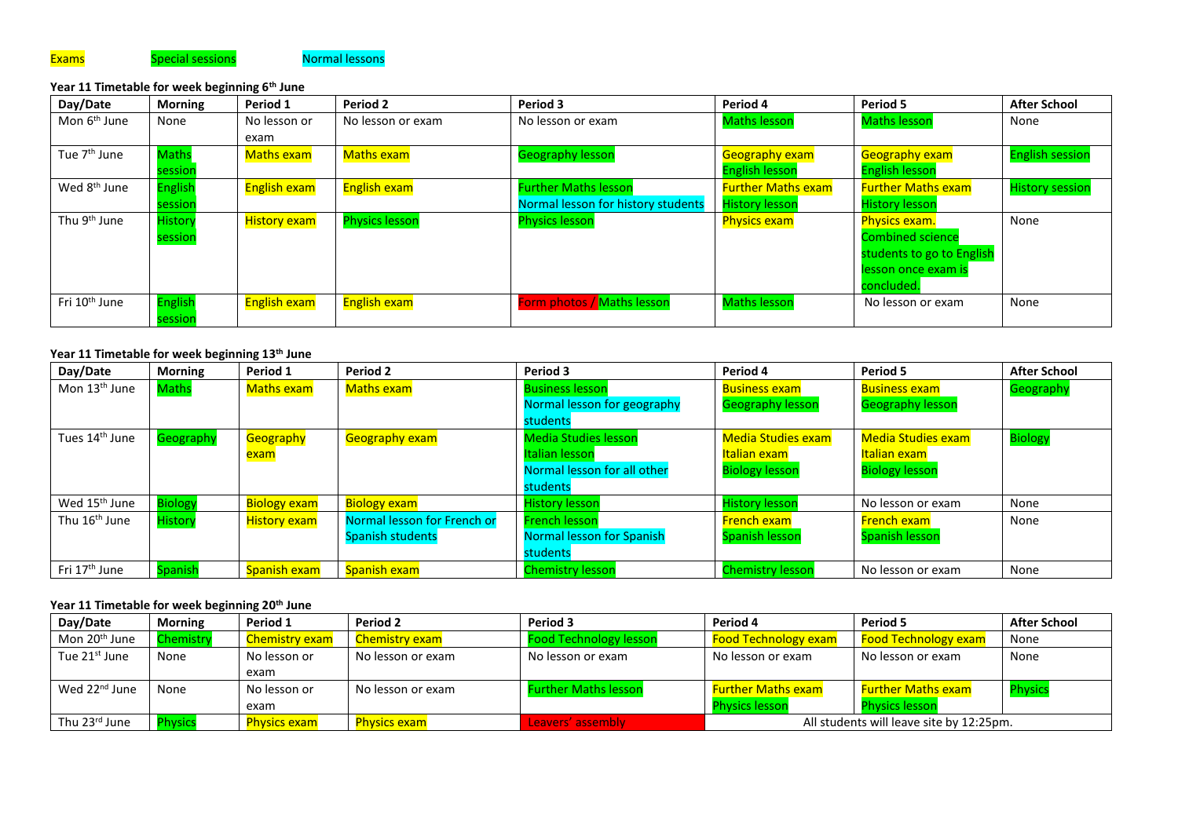Exams Special sessions Normal lessons

**Year 11 Timetable for week beginning 6th June**

| Day/Date | Morning | Period 1 | Period 2 | Period 3 | Period 4 | Period 5 | After School |
|---|---|---|---|---|---|---|---|
| Mon 6th June | None | No lesson or exam | No lesson or exam | No lesson or exam | Maths lesson | Maths lesson | None |
| Tue 7th June | Maths session | Maths exam | Maths exam | Geography lesson | Geography exam<br>English lesson | Geography exam<br>English lesson | English session |
| Wed 8th June | English session | English exam | English exam | Further Maths lesson<br>Normal lesson for history students | Further Maths exam<br>History lesson | Further Maths exam<br>History lesson | History session |
| Thu 9th June | History session | History exam | Physics lesson | Physics lesson | Physics exam | Physics exam. Combined science students to go to English lesson once exam is concluded. | None |
| Fri 10th June | English session | English exam | English exam | Form photos / Maths lesson | Maths lesson | No lesson or exam | None |

**Year 11 Timetable for week beginning 13th June**

| Day/Date | Morning | Period 1 | Period 2 | Period 3 | Period 4 | Period 5 | After School |
|---|---|---|---|---|---|---|---|
| Mon 13th June | Maths | Maths exam | Maths exam | Business lesson<br>Normal lesson for geography students | Business exam<br>Geography lesson | Business exam<br>Geography lesson | Geography |
| Tues 14th June | Geography | Geography exam | Geography exam | Media Studies lesson<br>Italian lesson<br>Normal lesson for all other students | Media Studies exam<br>Italian exam<br>Biology lesson | Media Studies exam<br>Italian exam<br>Biology lesson | Biology |
| Wed 15th June | Biology | Biology exam | Biology exam | History lesson | History lesson | No lesson or exam | None |
| Thu 16th June | History | History exam | Normal lesson for French or Spanish students | French lesson<br>Normal lesson for Spanish students | French exam<br>Spanish lesson | French exam<br>Spanish lesson | None |
| Fri 17th June | Spanish | Spanish exam | Spanish exam | Chemistry lesson | Chemistry lesson | No lesson or exam | None |

**Year 11 Timetable for week beginning 20th June**

| Day/Date | Morning | Period 1 | Period 2 | Period 3 | Period 4 | Period 5 | After School |
|---|---|---|---|---|---|---|---|
| Mon 20th June | Chemistry | Chemistry exam | Chemistry exam | Food Technology lesson | Food Technology exam | Food Technology exam | None |
| Tue 21st June | None | No lesson or exam | No lesson or exam | No lesson or exam | No lesson or exam | No lesson or exam | None |
| Wed 22nd June | None | No lesson or exam | No lesson or exam | Further Maths lesson | Further Maths exam<br>Physics lesson | Further Maths exam<br>Physics lesson | Physics |
| Thu 23rd June | Physics | Physics exam | Physics exam | Leavers' assembly | All students will leave site by 12:25pm. | | |